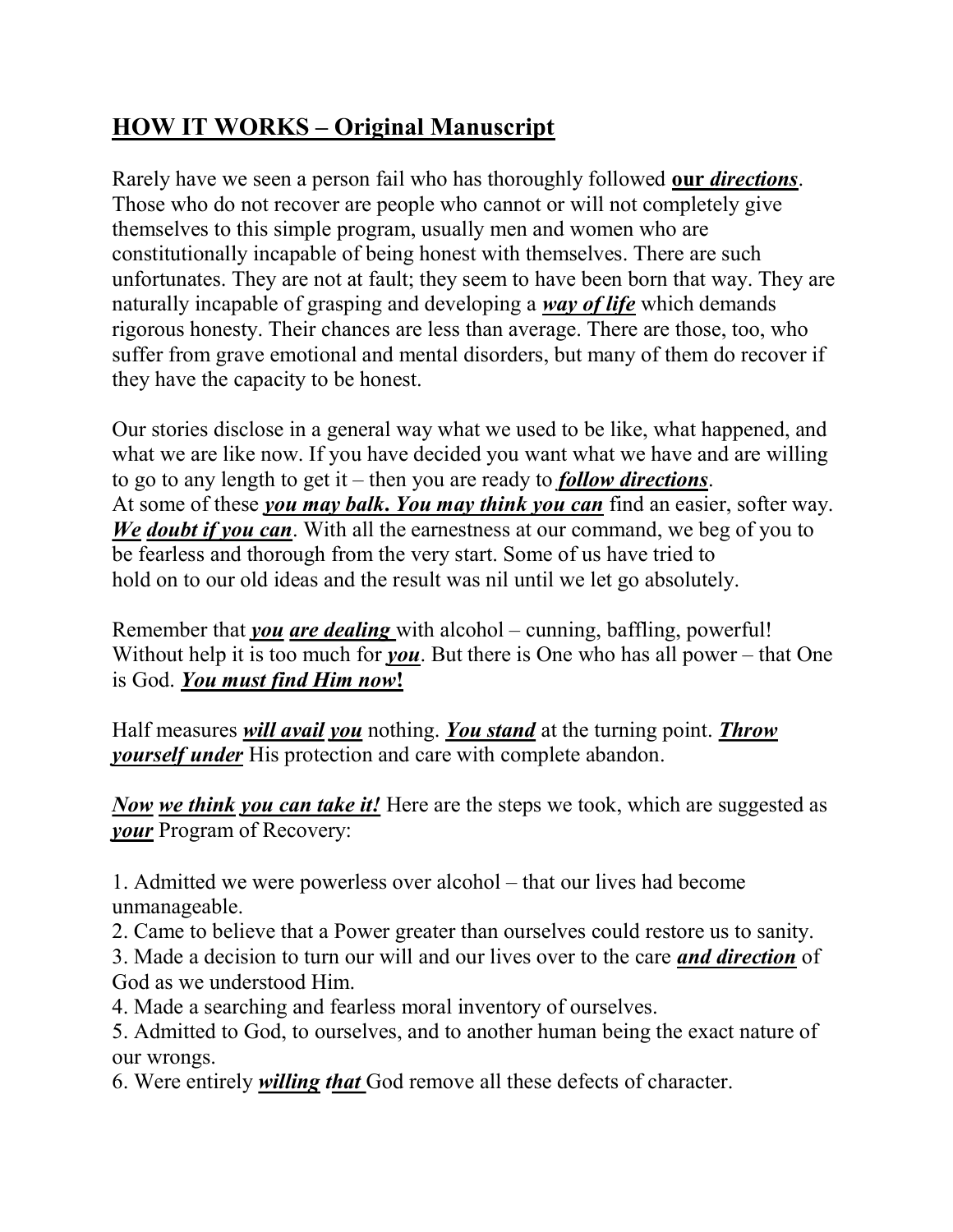# **HOW IT WORKS – Original Manuscript**

Rarely have we seen a person fail who has thoroughly followed **our** ***directions***. Those who do not recover are people who cannot or will not completely give themselves to this simple program, usually men and women who are constitutionally incapable of being honest with themselves. There are such unfortunates. They are not at fault; they seem to have been born that way. They are naturally incapable of grasping and developing a ***way of life*** which demands rigorous honesty. Their chances are less than average. There are those, too, who suffer from grave emotional and mental disorders, but many of them do recover if they have the capacity to be honest.

Our stories disclose in a general way what we used to be like, what happened, and what we are like now. If you have decided you want what we have and are willing to go to any length to get it – then you are ready to ***follow directions***.
At some of these ***you may balk. You may think you can*** find an easier, softer way. ***We doubt if you can***. With all the earnestness at our command, we beg of you to be fearless and thorough from the very start. Some of us have tried to hold on to our old ideas and the result was nil until we let go absolutely.

Remember that ***you are dealing*** with alcohol – cunning, baffling, powerful! Without help it is too much for ***you***. But there is One who has all power – that One is God. ***You must find Him now!***

Half measures ***will avail you*** nothing. ***You stand*** at the turning point. ***Throw yourself under*** His protection and care with complete abandon.

***Now we think you can take it!*** Here are the steps we took, which are suggested as ***your*** Program of Recovery:

1. Admitted we were powerless over alcohol – that our lives had become unmanageable.
2. Came to believe that a Power greater than ourselves could restore us to sanity.
3. Made a decision to turn our will and our lives over to the care ***and direction*** of God as we understood Him.
4. Made a searching and fearless moral inventory of ourselves.
5. Admitted to God, to ourselves, and to another human being the exact nature of our wrongs.
6. Were entirely ***willing that*** God remove all these defects of character.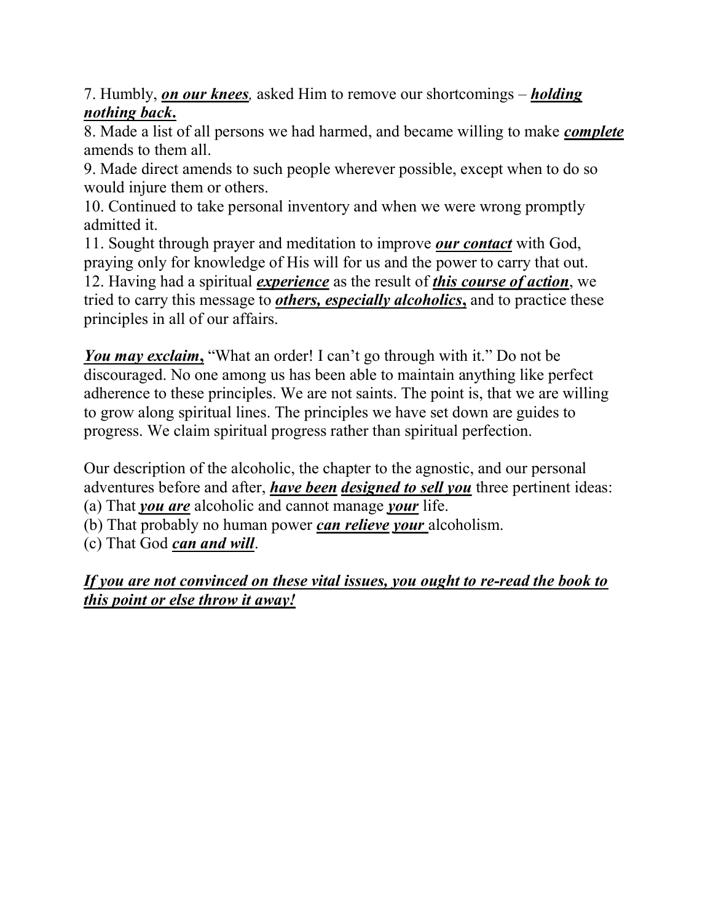7. Humbly, ***on our knees,*** asked Him to remove our shortcomings – ***holding nothing back.***
8. Made a list of all persons we had harmed, and became willing to make ***complete*** amends to them all.
9. Made direct amends to such people wherever possible, except when to do so would injure them or others.
10. Continued to take personal inventory and when we were wrong promptly admitted it.
11. Sought through prayer and meditation to improve ***our contact*** with God, praying only for knowledge of His will for us and the power to carry that out.
12. Having had a spiritual ***experience*** as the result of ***this course of action***, we tried to carry this message to ***others, especially alcoholics*****,** and to practice these principles in all of our affairs.

***You may exclaim*****,** "What an order! I can't go through with it." Do not be discouraged. No one among us has been able to maintain anything like perfect adherence to these principles. We are not saints. The point is, that we are willing to grow along spiritual lines. The principles we have set down are guides to progress. We claim spiritual progress rather than spiritual perfection.

Our description of the alcoholic, the chapter to the agnostic, and our personal adventures before and after, ***have been designed to sell you*** three pertinent ideas:
(a) That ***you are*** alcoholic and cannot manage ***your*** life.
(b) That probably no human power ***can relieve your*** alcoholism.
(c) That God ***can and will***.

***If you are not convinced on these vital issues, you ought to re-read the book to this point or else throw it away!***